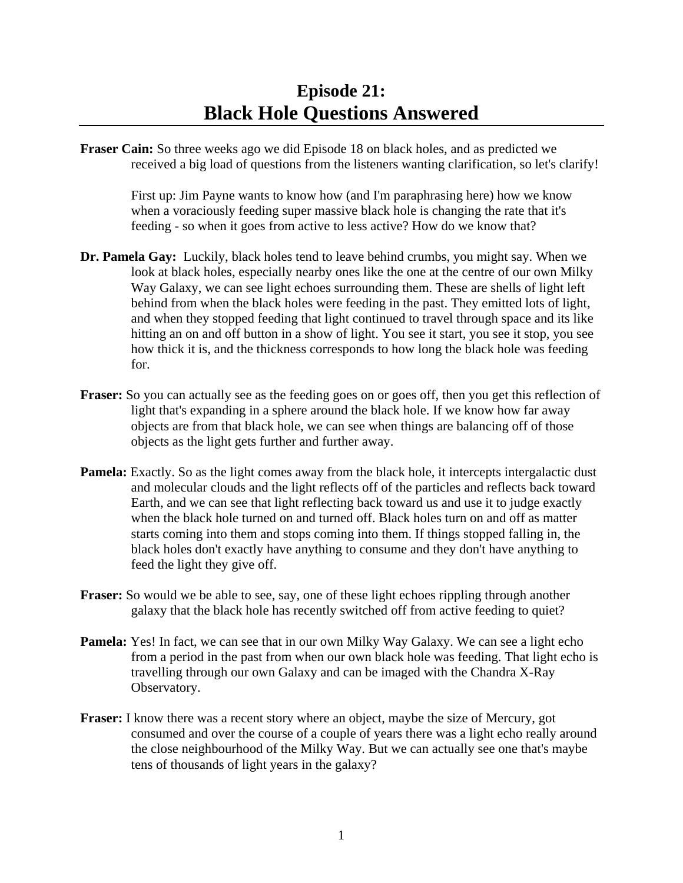# Episode 21: Black Hole Questions Answered

**Fraser Cain:** So three weeks ago we did Episode 18 on black holes, and as predicted we received a big load of questions from the listeners wanting clarification, so let's clarify!

First up: Jim Payne wants to know how (and I'm paraphrasing here) how we know when a voraciously feeding super massive black hole is changing the rate that it's feeding - so when it goes from active to less active? How do we know that?

**Dr. Pamela Gay:** Luckily, black holes tend to leave behind crumbs, you might say. When we look at black holes, especially nearby ones like the one at the centre of our own Milky Way Galaxy, we can see light echoes surrounding them. These are shells of light left behind from when the black holes were feeding in the past. They emitted lots of light, and when they stopped feeding that light continued to travel through space and its like hitting an on and off button in a show of light. You see it start, you see it stop, you see how thick it is, and the thickness corresponds to how long the black hole was feeding for.

**Fraser:** So you can actually see as the feeding goes on or goes off, then you get this reflection of light that's expanding in a sphere around the black hole. If we know how far away objects are from that black hole, we can see when things are balancing off of those objects as the light gets further and further away.

**Pamela:** Exactly. So as the light comes away from the black hole, it intercepts intergalactic dust and molecular clouds and the light reflects off of the particles and reflects back toward Earth, and we can see that light reflecting back toward us and use it to judge exactly when the black hole turned on and turned off. Black holes turn on and off as matter starts coming into them and stops coming into them. If things stopped falling in, the black holes don't exactly have anything to consume and they don't have anything to feed the light they give off.

**Fraser:** So would we be able to see, say, one of these light echoes rippling through another galaxy that the black hole has recently switched off from active feeding to quiet?

**Pamela:** Yes! In fact, we can see that in our own Milky Way Galaxy. We can see a light echo from a period in the past from when our own black hole was feeding. That light echo is travelling through our own Galaxy and can be imaged with the Chandra X-Ray Observatory.

**Fraser:** I know there was a recent story where an object, maybe the size of Mercury, got consumed and over the course of a couple of years there was a light echo really around the close neighbourhood of the Milky Way. But we can actually see one that's maybe tens of thousands of light years in the galaxy?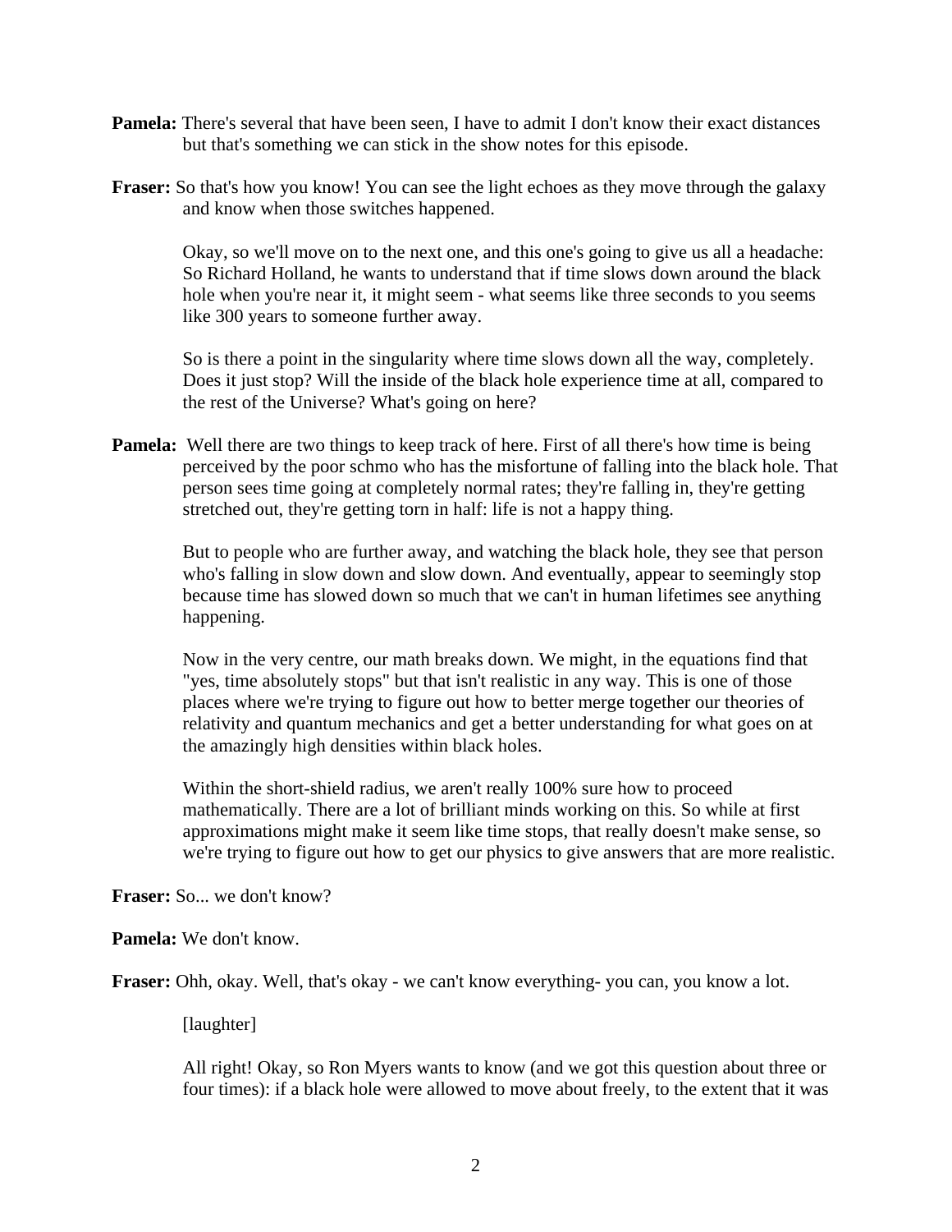**Pamela:** There's several that have been seen, I have to admit I don't know their exact distances but that's something we can stick in the show notes for this episode.

**Fraser:** So that's how you know! You can see the light echoes as they move through the galaxy and know when those switches happened.

Okay, so we'll move on to the next one, and this one's going to give us all a headache: So Richard Holland, he wants to understand that if time slows down around the black hole when you're near it, it might seem - what seems like three seconds to you seems like 300 years to someone further away.

So is there a point in the singularity where time slows down all the way, completely. Does it just stop? Will the inside of the black hole experience time at all, compared to the rest of the Universe? What's going on here?

**Pamela:** Well there are two things to keep track of here. First of all there's how time is being perceived by the poor schmo who has the misfortune of falling into the black hole. That person sees time going at completely normal rates; they're falling in, they're getting stretched out, they're getting torn in half: life is not a happy thing.

But to people who are further away, and watching the black hole, they see that person who's falling in slow down and slow down. And eventually, appear to seemingly stop because time has slowed down so much that we can't in human lifetimes see anything happening.

Now in the very centre, our math breaks down. We might, in the equations find that "yes, time absolutely stops" but that isn't realistic in any way. This is one of those places where we're trying to figure out how to better merge together our theories of relativity and quantum mechanics and get a better understanding for what goes on at the amazingly high densities within black holes.

Within the short-shield radius, we aren't really 100% sure how to proceed mathematically. There are a lot of brilliant minds working on this. So while at first approximations might make it seem like time stops, that really doesn't make sense, so we're trying to figure out how to get our physics to give answers that are more realistic.

**Fraser:** So... we don't know?

**Pamela:** We don't know.

**Fraser:** Ohh, okay. Well, that's okay - we can't know everything- you can, you know a lot.

[laughter]

All right! Okay, so Ron Myers wants to know (and we got this question about three or four times): if a black hole were allowed to move about freely, to the extent that it was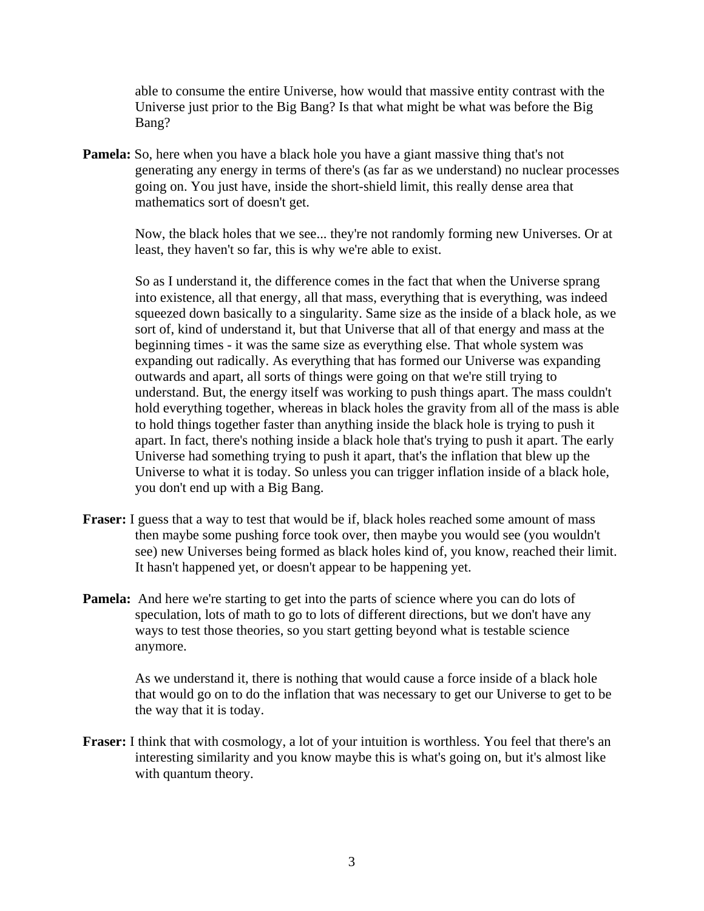able to consume the entire Universe, how would that massive entity contrast with the Universe just prior to the Big Bang? Is that what might be what was before the Big Bang?

**Pamela:** So, here when you have a black hole you have a giant massive thing that's not generating any energy in terms of there's (as far as we understand) no nuclear processes going on. You just have, inside the short-shield limit, this really dense area that mathematics sort of doesn't get.

Now, the black holes that we see... they're not randomly forming new Universes. Or at least, they haven't so far, this is why we're able to exist.

So as I understand it, the difference comes in the fact that when the Universe sprang into existence, all that energy, all that mass, everything that is everything, was indeed squeezed down basically to a singularity. Same size as the inside of a black hole, as we sort of, kind of understand it, but that Universe that all of that energy and mass at the beginning times - it was the same size as everything else. That whole system was expanding out radically. As everything that has formed our Universe was expanding outwards and apart, all sorts of things were going on that we're still trying to understand. But, the energy itself was working to push things apart. The mass couldn't hold everything together, whereas in black holes the gravity from all of the mass is able to hold things together faster than anything inside the black hole is trying to push it apart. In fact, there's nothing inside a black hole that's trying to push it apart. The early Universe had something trying to push it apart, that's the inflation that blew up the Universe to what it is today. So unless you can trigger inflation inside of a black hole, you don't end up with a Big Bang.

**Fraser:** I guess that a way to test that would be if, black holes reached some amount of mass then maybe some pushing force took over, then maybe you would see (you wouldn't see) new Universes being formed as black holes kind of, you know, reached their limit. It hasn't happened yet, or doesn't appear to be happening yet.

**Pamela:** And here we're starting to get into the parts of science where you can do lots of speculation, lots of math to go to lots of different directions, but we don't have any ways to test those theories, so you start getting beyond what is testable science anymore.

As we understand it, there is nothing that would cause a force inside of a black hole that would go on to do the inflation that was necessary to get our Universe to get to be the way that it is today.

**Fraser:** I think that with cosmology, a lot of your intuition is worthless. You feel that there's an interesting similarity and you know maybe this is what's going on, but it's almost like with quantum theory.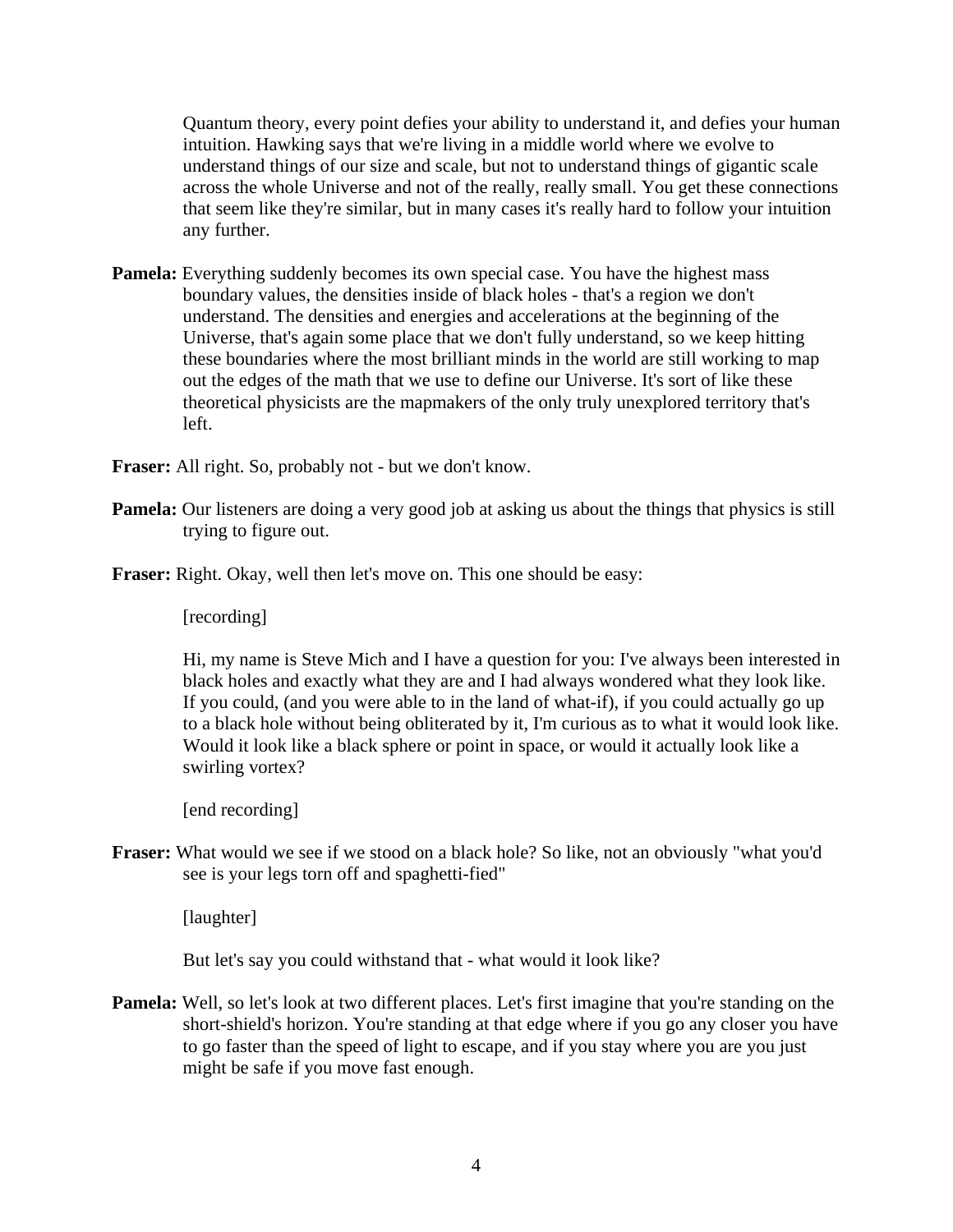Quantum theory, every point defies your ability to understand it, and defies your human intuition. Hawking says that we're living in a middle world where we evolve to understand things of our size and scale, but not to understand things of gigantic scale across the whole Universe and not of the really, really small. You get these connections that seem like they're similar, but in many cases it's really hard to follow your intuition any further.

**Pamela:** Everything suddenly becomes its own special case. You have the highest mass boundary values, the densities inside of black holes - that's a region we don't understand. The densities and energies and accelerations at the beginning of the Universe, that's again some place that we don't fully understand, so we keep hitting these boundaries where the most brilliant minds in the world are still working to map out the edges of the math that we use to define our Universe. It's sort of like these theoretical physicists are the mapmakers of the only truly unexplored territory that's left.

**Fraser:** All right. So, probably not - but we don't know.

**Pamela:** Our listeners are doing a very good job at asking us about the things that physics is still trying to figure out.

**Fraser:** Right. Okay, well then let's move on. This one should be easy:

[recording]

Hi, my name is Steve Mich and I have a question for you: I've always been interested in black holes and exactly what they are and I had always wondered what they look like. If you could, (and you were able to in the land of what-if), if you could actually go up to a black hole without being obliterated by it, I'm curious as to what it would look like. Would it look like a black sphere or point in space, or would it actually look like a swirling vortex?

[end recording]

**Fraser:** What would we see if we stood on a black hole? So like, not an obviously "what you'd see is your legs torn off and spaghetti-fied"

[laughter]

But let's say you could withstand that - what would it look like?

**Pamela:** Well, so let's look at two different places. Let's first imagine that you're standing on the short-shield's horizon. You're standing at that edge where if you go any closer you have to go faster than the speed of light to escape, and if you stay where you are you just might be safe if you move fast enough.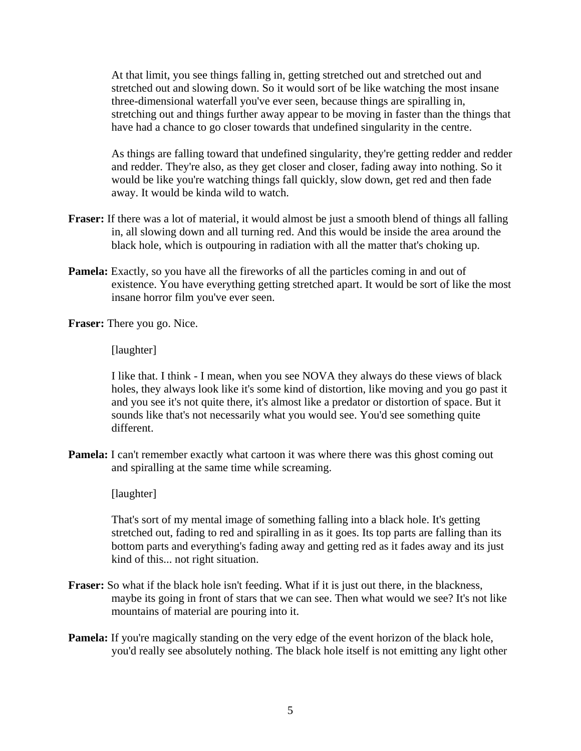At that limit, you see things falling in, getting stretched out and stretched out and stretched out and slowing down. So it would sort of be like watching the most insane three-dimensional waterfall you've ever seen, because things are spiralling in, stretching out and things further away appear to be moving in faster than the things that have had a chance to go closer towards that undefined singularity in the centre.

As things are falling toward that undefined singularity, they're getting redder and redder and redder. They're also, as they get closer and closer, fading away into nothing. So it would be like you're watching things fall quickly, slow down, get red and then fade away. It would be kinda wild to watch.

**Fraser:** If there was a lot of material, it would almost be just a smooth blend of things all falling in, all slowing down and all turning red. And this would be inside the area around the black hole, which is outpouring in radiation with all the matter that's choking up.

**Pamela:** Exactly, so you have all the fireworks of all the particles coming in and out of existence. You have everything getting stretched apart. It would be sort of like the most insane horror film you've ever seen.

**Fraser:** There you go. Nice.

[laughter]

I like that. I think - I mean, when you see NOVA they always do these views of black holes, they always look like it's some kind of distortion, like moving and you go past it and you see it's not quite there, it's almost like a predator or distortion of space. But it sounds like that's not necessarily what you would see. You'd see something quite different.

**Pamela:** I can't remember exactly what cartoon it was where there was this ghost coming out and spiralling at the same time while screaming.

[laughter]

That's sort of my mental image of something falling into a black hole. It's getting stretched out, fading to red and spiralling in as it goes. Its top parts are falling than its bottom parts and everything's fading away and getting red as it fades away and its just kind of this... not right situation.

**Fraser:** So what if the black hole isn't feeding. What if it is just out there, in the blackness, maybe its going in front of stars that we can see. Then what would we see? It's not like mountains of material are pouring into it.

**Pamela:** If you're magically standing on the very edge of the event horizon of the black hole, you'd really see absolutely nothing. The black hole itself is not emitting any light other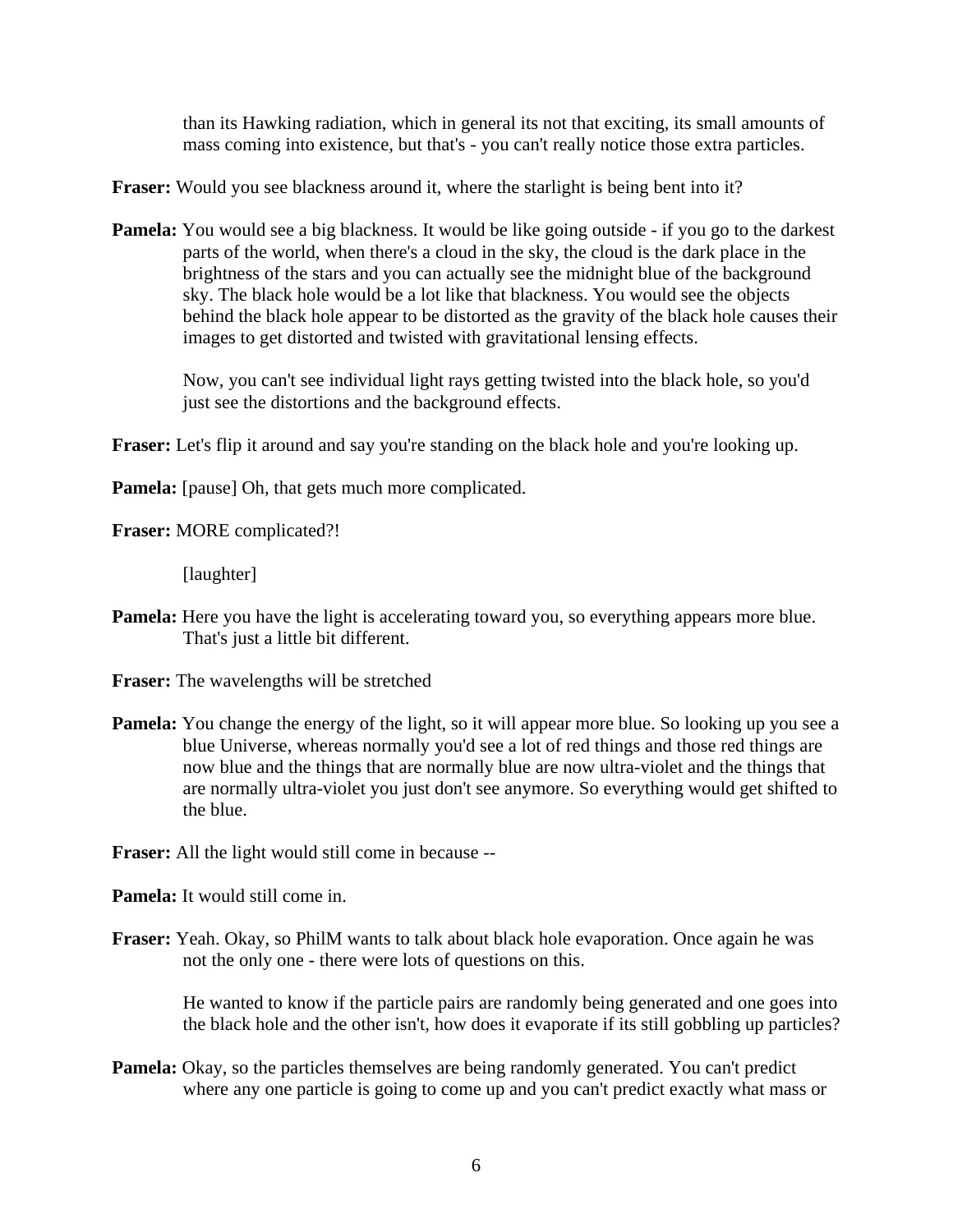than its Hawking radiation, which in general its not that exciting, its small amounts of mass coming into existence, but that's - you can't really notice those extra particles.

**Fraser:** Would you see blackness around it, where the starlight is being bent into it?

**Pamela:** You would see a big blackness. It would be like going outside - if you go to the darkest parts of the world, when there's a cloud in the sky, the cloud is the dark place in the brightness of the stars and you can actually see the midnight blue of the background sky. The black hole would be a lot like that blackness. You would see the objects behind the black hole appear to be distorted as the gravity of the black hole causes their images to get distorted and twisted with gravitational lensing effects.

Now, you can't see individual light rays getting twisted into the black hole, so you'd just see the distortions and the background effects.

**Fraser:** Let's flip it around and say you're standing on the black hole and you're looking up.

**Pamela:** [pause] Oh, that gets much more complicated.

**Fraser:** MORE complicated?!

[laughter]

**Pamela:** Here you have the light is accelerating toward you, so everything appears more blue. That's just a little bit different.

**Fraser:** The wavelengths will be stretched

**Pamela:** You change the energy of the light, so it will appear more blue. So looking up you see a blue Universe, whereas normally you'd see a lot of red things and those red things are now blue and the things that are normally blue are now ultra-violet and the things that are normally ultra-violet you just don't see anymore. So everything would get shifted to the blue.

**Fraser:** All the light would still come in because --

**Pamela:** It would still come in.

**Fraser:** Yeah. Okay, so PhilM wants to talk about black hole evaporation. Once again he was not the only one - there were lots of questions on this.

He wanted to know if the particle pairs are randomly being generated and one goes into the black hole and the other isn't, how does it evaporate if its still gobbling up particles?

**Pamela:** Okay, so the particles themselves are being randomly generated. You can't predict where any one particle is going to come up and you can't predict exactly what mass or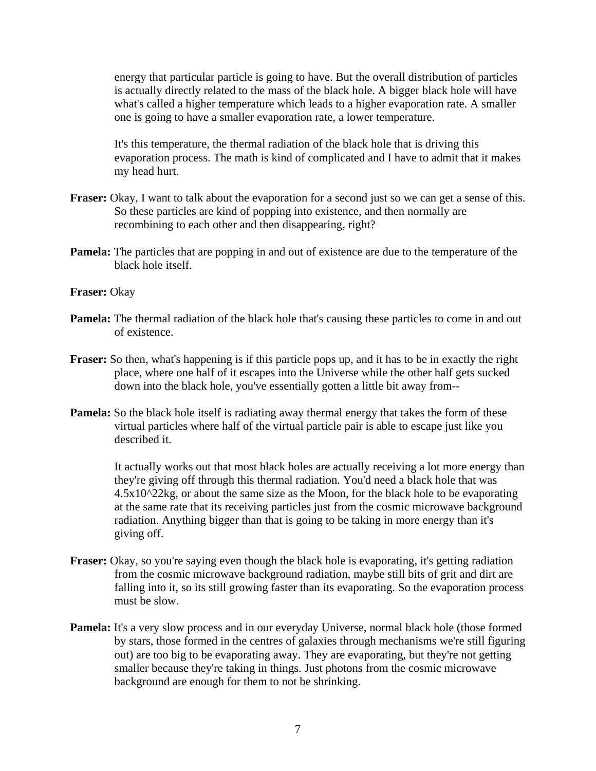energy that particular particle is going to have. But the overall distribution of particles is actually directly related to the mass of the black hole. A bigger black hole will have what's called a higher temperature which leads to a higher evaporation rate. A smaller one is going to have a smaller evaporation rate, a lower temperature.

It's this temperature, the thermal radiation of the black hole that is driving this evaporation process. The math is kind of complicated and I have to admit that it makes my head hurt.

**Fraser:** Okay, I want to talk about the evaporation for a second just so we can get a sense of this. So these particles are kind of popping into existence, and then normally are recombining to each other and then disappearing, right?

**Pamela:** The particles that are popping in and out of existence are due to the temperature of the black hole itself.

**Fraser:** Okay

**Pamela:** The thermal radiation of the black hole that's causing these particles to come in and out of existence.

**Fraser:** So then, what's happening is if this particle pops up, and it has to be in exactly the right place, where one half of it escapes into the Universe while the other half gets sucked down into the black hole, you've essentially gotten a little bit away from--

**Pamela:** So the black hole itself is radiating away thermal energy that takes the form of these virtual particles where half of the virtual particle pair is able to escape just like you described it.

It actually works out that most black holes are actually receiving a lot more energy than they're giving off through this thermal radiation. You'd need a black hole that was 4.5x10^22kg, or about the same size as the Moon, for the black hole to be evaporating at the same rate that its receiving particles just from the cosmic microwave background radiation. Anything bigger than that is going to be taking in more energy than it's giving off.

**Fraser:** Okay, so you're saying even though the black hole is evaporating, it's getting radiation from the cosmic microwave background radiation, maybe still bits of grit and dirt are falling into it, so its still growing faster than its evaporating. So the evaporation process must be slow.

**Pamela:** It's a very slow process and in our everyday Universe, normal black hole (those formed by stars, those formed in the centres of galaxies through mechanisms we're still figuring out) are too big to be evaporating away. They are evaporating, but they're not getting smaller because they're taking in things. Just photons from the cosmic microwave background are enough for them to not be shrinking.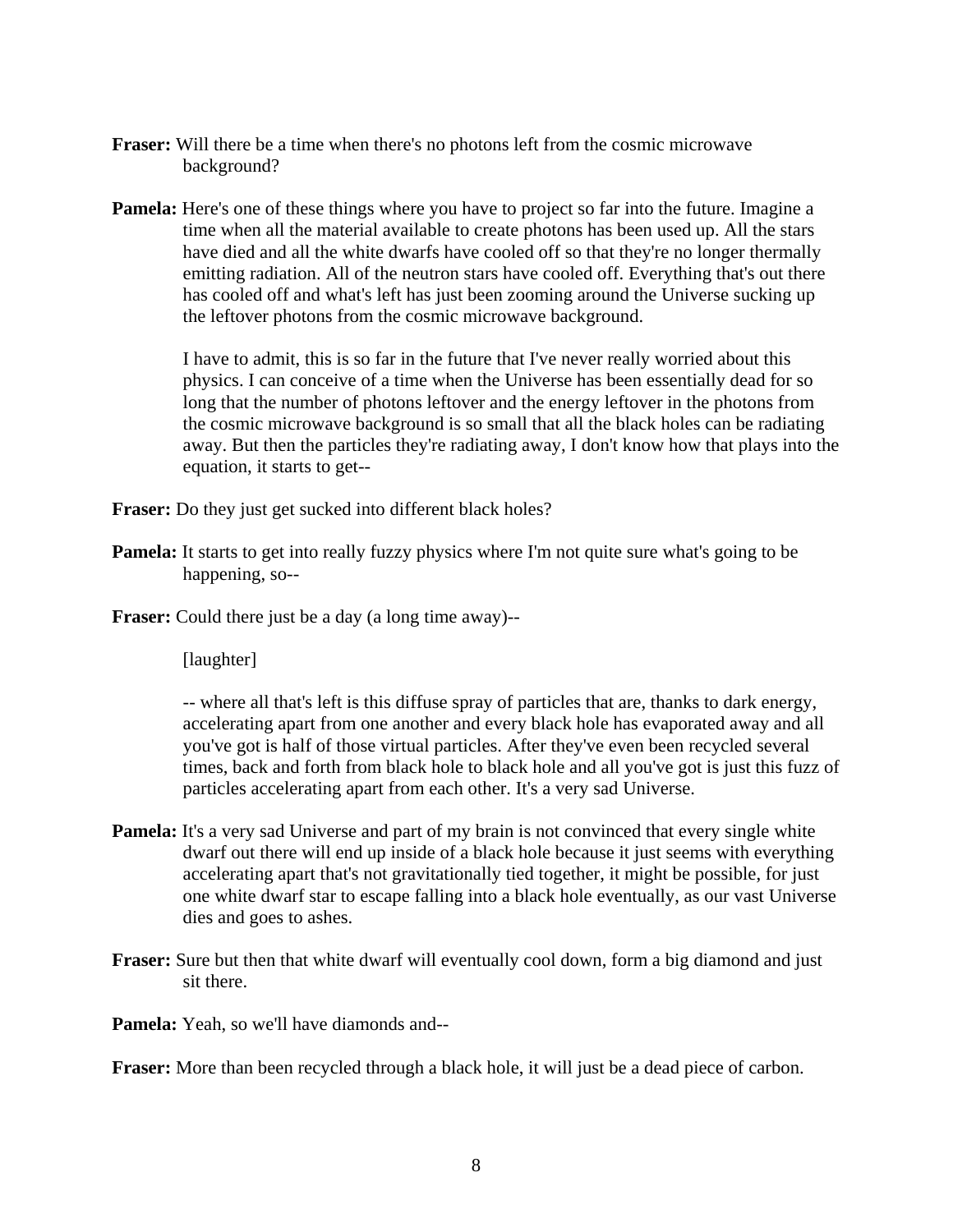**Fraser:** Will there be a time when there's no photons left from the cosmic microwave background?

**Pamela:** Here's one of these things where you have to project so far into the future. Imagine a time when all the material available to create photons has been used up. All the stars have died and all the white dwarfs have cooled off so that they're no longer thermally emitting radiation. All of the neutron stars have cooled off. Everything that's out there has cooled off and what's left has just been zooming around the Universe sucking up the leftover photons from the cosmic microwave background.

I have to admit, this is so far in the future that I've never really worried about this physics. I can conceive of a time when the Universe has been essentially dead for so long that the number of photons leftover and the energy leftover in the photons from the cosmic microwave background is so small that all the black holes can be radiating away. But then the particles they're radiating away, I don't know how that plays into the equation, it starts to get--

**Fraser:** Do they just get sucked into different black holes?

**Pamela:** It starts to get into really fuzzy physics where I'm not quite sure what's going to be happening, so--

**Fraser:** Could there just be a day (a long time away)--

[laughter]

-- where all that's left is this diffuse spray of particles that are, thanks to dark energy, accelerating apart from one another and every black hole has evaporated away and all you've got is half of those virtual particles. After they've even been recycled several times, back and forth from black hole to black hole and all you've got is just this fuzz of particles accelerating apart from each other. It's a very sad Universe.

**Pamela:** It's a very sad Universe and part of my brain is not convinced that every single white dwarf out there will end up inside of a black hole because it just seems with everything accelerating apart that's not gravitationally tied together, it might be possible, for just one white dwarf star to escape falling into a black hole eventually, as our vast Universe dies and goes to ashes.

**Fraser:** Sure but then that white dwarf will eventually cool down, form a big diamond and just sit there.

**Pamela:** Yeah, so we'll have diamonds and--

**Fraser:** More than been recycled through a black hole, it will just be a dead piece of carbon.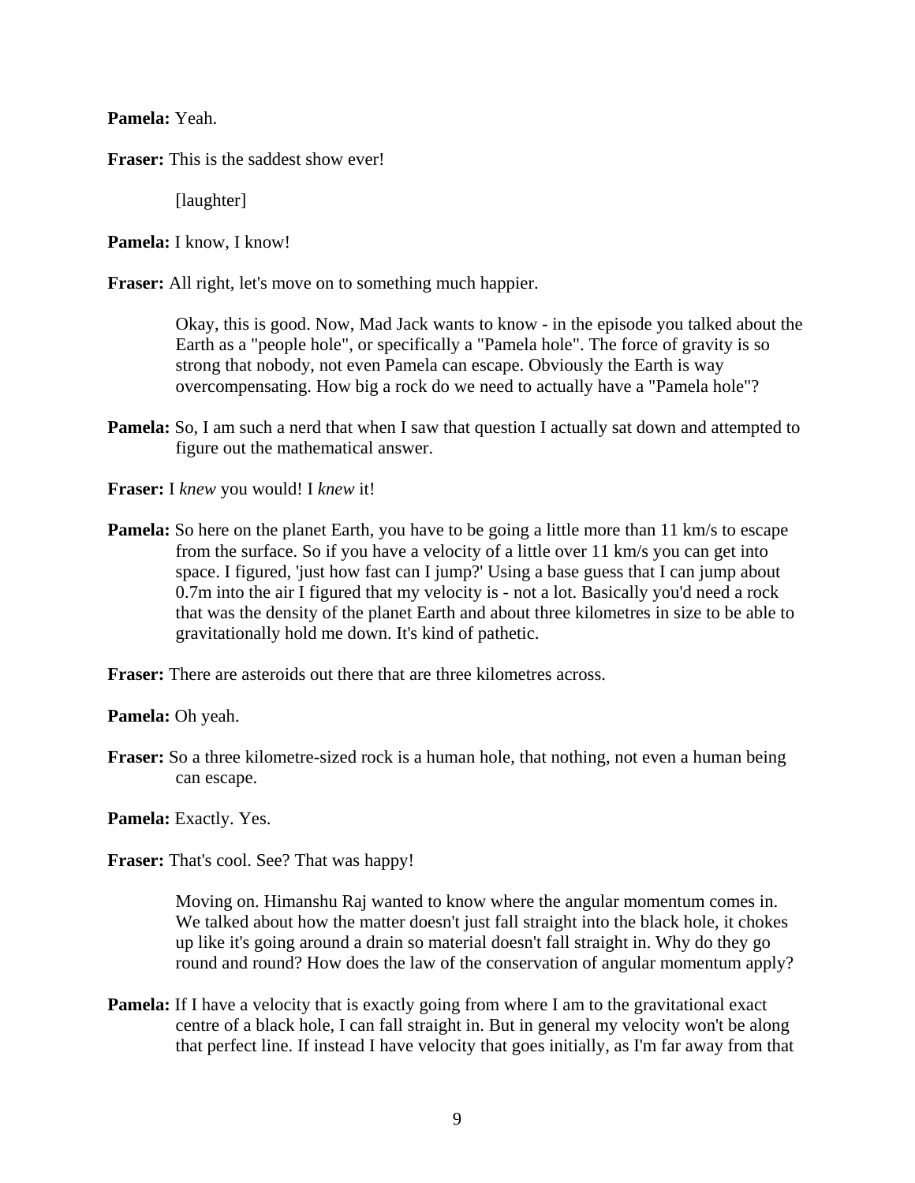**Pamela:** Yeah.

**Fraser:** This is the saddest show ever!

[laughter]

**Pamela:** I know, I know!

**Fraser:** All right, let's move on to something much happier.

Okay, this is good. Now, Mad Jack wants to know - in the episode you talked about the Earth as a "people hole", or specifically a "Pamela hole". The force of gravity is so strong that nobody, not even Pamela can escape. Obviously the Earth is way overcompensating. How big a rock do we need to actually have a "Pamela hole"?

**Pamela:** So, I am such a nerd that when I saw that question I actually sat down and attempted to figure out the mathematical answer.

**Fraser:** I *knew* you would! I *knew* it!

**Pamela:** So here on the planet Earth, you have to be going a little more than 11 km/s to escape from the surface. So if you have a velocity of a little over 11 km/s you can get into space. I figured, 'just how fast can I jump?' Using a base guess that I can jump about 0.7m into the air I figured that my velocity is - not a lot. Basically you'd need a rock that was the density of the planet Earth and about three kilometres in size to be able to gravitationally hold me down. It's kind of pathetic.

**Fraser:** There are asteroids out there that are three kilometres across.

**Pamela:** Oh yeah.

**Fraser:** So a three kilometre-sized rock is a human hole, that nothing, not even a human being can escape.

**Pamela:** Exactly. Yes.

**Fraser:** That's cool. See? That was happy!

Moving on. Himanshu Raj wanted to know where the angular momentum comes in. We talked about how the matter doesn't just fall straight into the black hole, it chokes up like it's going around a drain so material doesn't fall straight in. Why do they go round and round? How does the law of the conservation of angular momentum apply?

**Pamela:** If I have a velocity that is exactly going from where I am to the gravitational exact centre of a black hole, I can fall straight in. But in general my velocity won't be along that perfect line. If instead I have velocity that goes initially, as I'm far away from that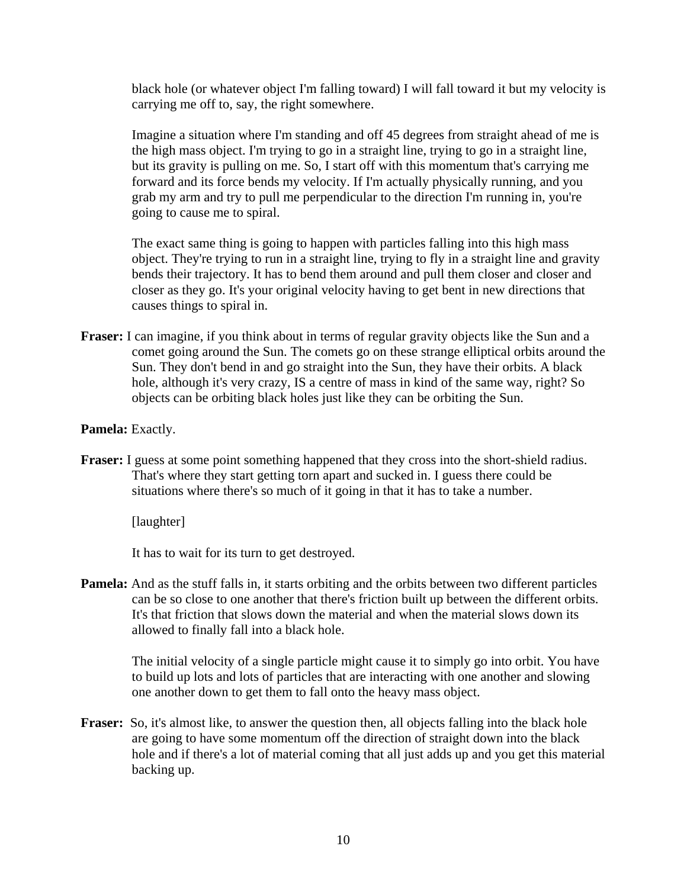black hole (or whatever object I'm falling toward) I will fall toward it but my velocity is carrying me off to, say, the right somewhere.

Imagine a situation where I'm standing and off 45 degrees from straight ahead of me is the high mass object. I'm trying to go in a straight line, trying to go in a straight line, but its gravity is pulling on me. So, I start off with this momentum that's carrying me forward and its force bends my velocity. If I'm actually physically running, and you grab my arm and try to pull me perpendicular to the direction I'm running in, you're going to cause me to spiral.

The exact same thing is going to happen with particles falling into this high mass object. They're trying to run in a straight line, trying to fly in a straight line and gravity bends their trajectory. It has to bend them around and pull them closer and closer and closer as they go. It's your original velocity having to get bent in new directions that causes things to spiral in.

**Fraser:** I can imagine, if you think about in terms of regular gravity objects like the Sun and a comet going around the Sun. The comets go on these strange elliptical orbits around the Sun. They don't bend in and go straight into the Sun, they have their orbits. A black hole, although it's very crazy, IS a centre of mass in kind of the same way, right? So objects can be orbiting black holes just like they can be orbiting the Sun.

**Pamela:** Exactly.

**Fraser:** I guess at some point something happened that they cross into the short-shield radius. That's where they start getting torn apart and sucked in. I guess there could be situations where there's so much of it going in that it has to take a number.

[laughter]

It has to wait for its turn to get destroyed.

**Pamela:** And as the stuff falls in, it starts orbiting and the orbits between two different particles can be so close to one another that there's friction built up between the different orbits. It's that friction that slows down the material and when the material slows down its allowed to finally fall into a black hole.

The initial velocity of a single particle might cause it to simply go into orbit. You have to build up lots and lots of particles that are interacting with one another and slowing one another down to get them to fall onto the heavy mass object.

**Fraser:** So, it's almost like, to answer the question then, all objects falling into the black hole are going to have some momentum off the direction of straight down into the black hole and if there's a lot of material coming that all just adds up and you get this material backing up.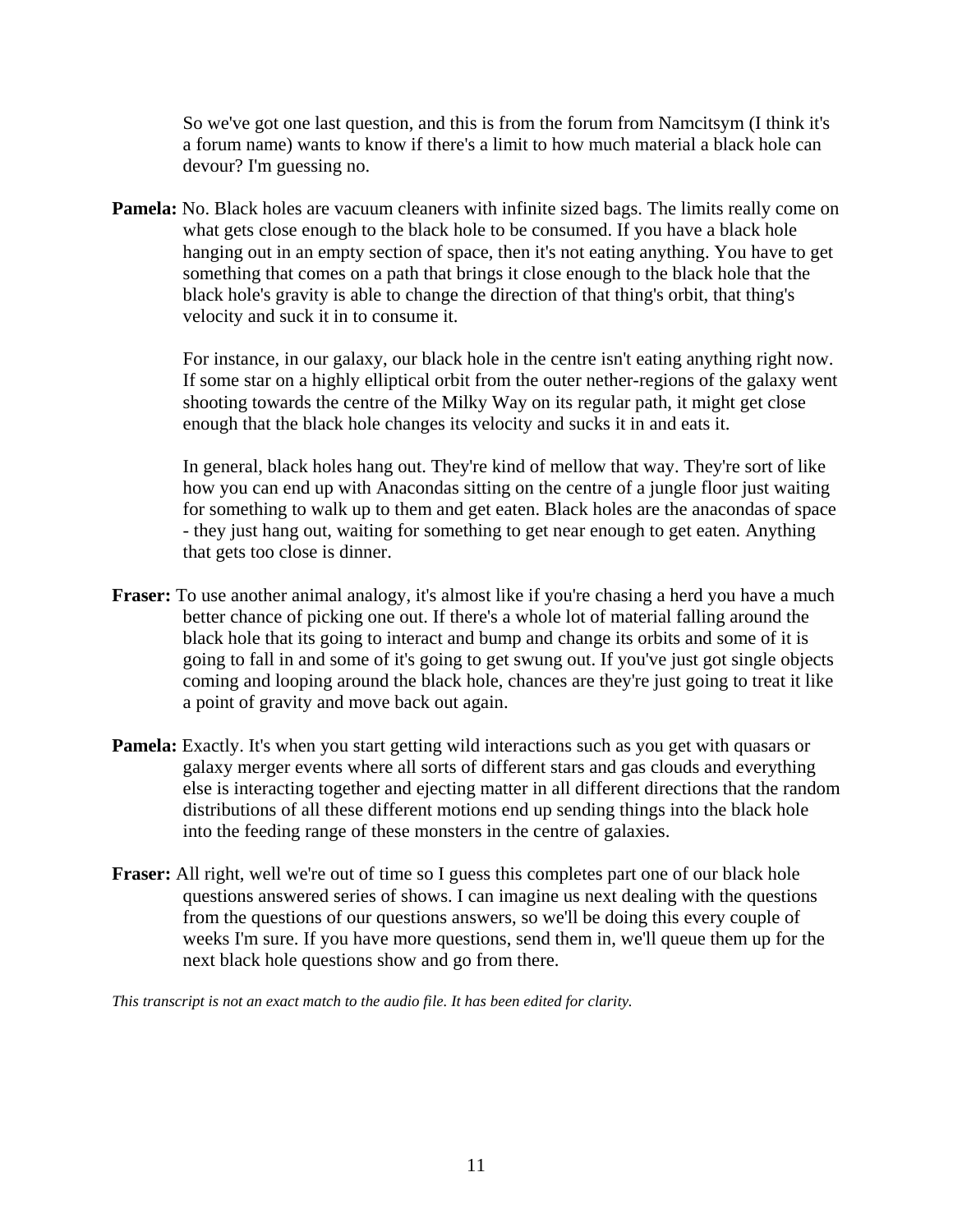So we've got one last question, and this is from the forum from Namcitsym (I think it's a forum name) wants to know if there's a limit to how much material a black hole can devour? I'm guessing no.

**Pamela:** No. Black holes are vacuum cleaners with infinite sized bags. The limits really come on what gets close enough to the black hole to be consumed. If you have a black hole hanging out in an empty section of space, then it's not eating anything. You have to get something that comes on a path that brings it close enough to the black hole that the black hole's gravity is able to change the direction of that thing's orbit, that thing's velocity and suck it in to consume it.

For instance, in our galaxy, our black hole in the centre isn't eating anything right now. If some star on a highly elliptical orbit from the outer nether-regions of the galaxy went shooting towards the centre of the Milky Way on its regular path, it might get close enough that the black hole changes its velocity and sucks it in and eats it.

In general, black holes hang out. They're kind of mellow that way. They're sort of like how you can end up with Anacondas sitting on the centre of a jungle floor just waiting for something to walk up to them and get eaten. Black holes are the anacondas of space - they just hang out, waiting for something to get near enough to get eaten. Anything that gets too close is dinner.

**Fraser:** To use another animal analogy, it's almost like if you're chasing a herd you have a much better chance of picking one out. If there's a whole lot of material falling around the black hole that its going to interact and bump and change its orbits and some of it is going to fall in and some of it's going to get swung out. If you've just got single objects coming and looping around the black hole, chances are they're just going to treat it like a point of gravity and move back out again.

**Pamela:** Exactly. It's when you start getting wild interactions such as you get with quasars or galaxy merger events where all sorts of different stars and gas clouds and everything else is interacting together and ejecting matter in all different directions that the random distributions of all these different motions end up sending things into the black hole into the feeding range of these monsters in the centre of galaxies.

**Fraser:** All right, well we're out of time so I guess this completes part one of our black hole questions answered series of shows. I can imagine us next dealing with the questions from the questions of our questions answers, so we'll be doing this every couple of weeks I'm sure. If you have more questions, send them in, we'll queue them up for the next black hole questions show and go from there.

*This transcript is not an exact match to the audio file. It has been edited for clarity.*